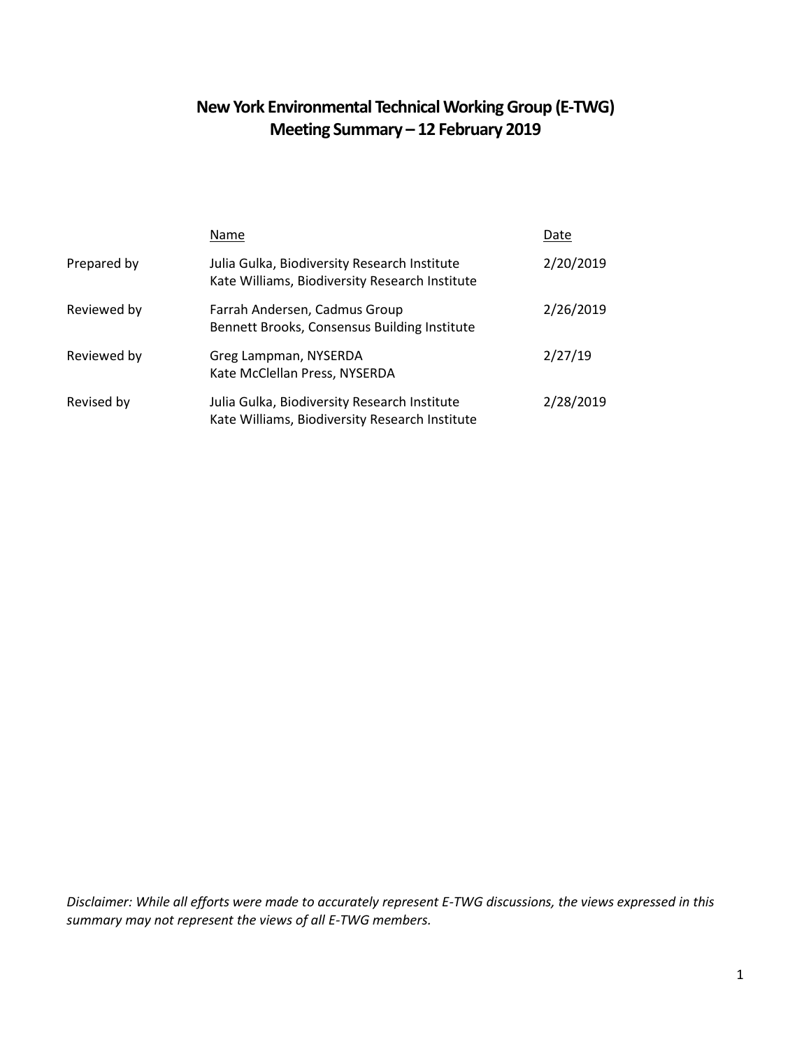# New York Environmental Technical Working Group (E-TWG)
# Meeting Summary – 12 February 2019

| | Name | Date |
|---|---|---|
| Prepared by | Julia Gulka, Biodiversity Research Institute<br>Kate Williams, Biodiversity Research Institute | 2/20/2019 |
| Reviewed by | Farrah Andersen, Cadmus Group<br>Bennett Brooks, Consensus Building Institute | 2/26/2019 |
| Reviewed by | Greg Lampman, NYSERDA<br>Kate McClellan Press, NYSERDA | 2/27/19 |
| Revised by | Julia Gulka, Biodiversity Research Institute<br>Kate Williams, Biodiversity Research Institute | 2/28/2019 |

*Disclaimer: While all efforts were made to accurately represent E-TWG discussions, the views expressed in this summary may not represent the views of all E-TWG members.*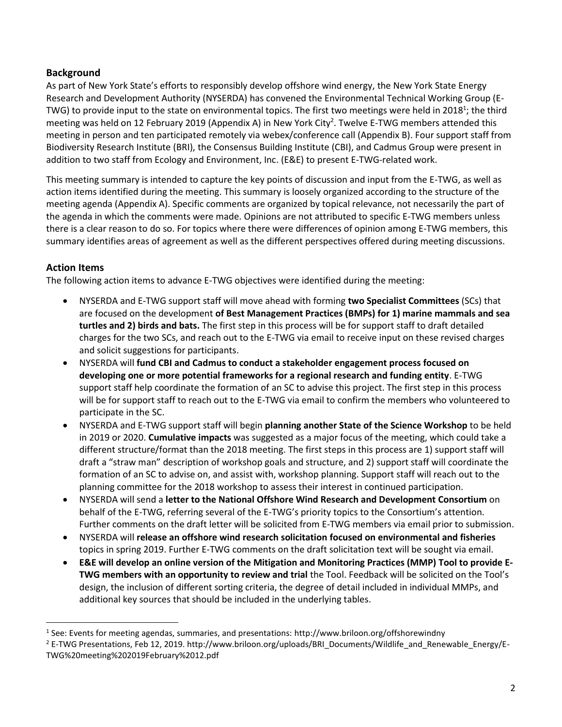## Background

As part of New York State's efforts to responsibly develop offshore wind energy, the New York State Energy Research and Development Authority (NYSERDA) has convened the Environmental Technical Working Group (E-TWG) to provide input to the state on environmental topics. The first two meetings were held in 2018[1]; the third meeting was held on 12 February 2019 (Appendix A) in New York City[2]. Twelve E-TWG members attended this meeting in person and ten participated remotely via webex/conference call (Appendix B). Four support staff from Biodiversity Research Institute (BRI), the Consensus Building Institute (CBI), and Cadmus Group were present in addition to two staff from Ecology and Environment, Inc. (E&E) to present E-TWG-related work.

This meeting summary is intended to capture the key points of discussion and input from the E-TWG, as well as action items identified during the meeting. This summary is loosely organized according to the structure of the meeting agenda (Appendix A). Specific comments are organized by topical relevance, not necessarily the part of the agenda in which the comments were made. Opinions are not attributed to specific E-TWG members unless there is a clear reason to do so. For topics where there were differences of opinion among E-TWG members, this summary identifies areas of agreement as well as the different perspectives offered during meeting discussions.

## Action Items

The following action items to advance E-TWG objectives were identified during the meeting:

- NYSERDA and E-TWG support staff will move ahead with forming **two Specialist Committees** (SCs) that are focused on the development **of Best Management Practices (BMPs) for 1) marine mammals and sea turtles and 2) birds and bats.** The first step in this process will be for support staff to draft detailed charges for the two SCs, and reach out to the E-TWG via email to receive input on these revised charges and solicit suggestions for participants.
- NYSERDA will **fund CBI and Cadmus to conduct a stakeholder engagement process focused on developing one or more potential frameworks for a regional research and funding entity**. E-TWG support staff help coordinate the formation of an SC to advise this project. The first step in this process will be for support staff to reach out to the E-TWG via email to confirm the members who volunteered to participate in the SC.
- NYSERDA and E-TWG support staff will begin **planning another State of the Science Workshop** to be held in 2019 or 2020. **Cumulative impacts** was suggested as a major focus of the meeting, which could take a different structure/format than the 2018 meeting. The first steps in this process are 1) support staff will draft a "straw man" description of workshop goals and structure, and 2) support staff will coordinate the formation of an SC to advise on, and assist with, workshop planning. Support staff will reach out to the planning committee for the 2018 workshop to assess their interest in continued participation.
- NYSERDA will send a **letter to the National Offshore Wind Research and Development Consortium** on behalf of the E-TWG, referring several of the E-TWG's priority topics to the Consortium's attention. Further comments on the draft letter will be solicited from E-TWG members via email prior to submission.
- NYSERDA will **release an offshore wind research solicitation focused on environmental and fisheries** topics in spring 2019. Further E-TWG comments on the draft solicitation text will be sought via email.
- **E&E will develop an online version of the Mitigation and Monitoring Practices (MMP) Tool to provide E-TWG members with an opportunity to review and trial** the Tool. Feedback will be solicited on the Tool's design, the inclusion of different sorting criteria, the degree of detail included in individual MMPs, and additional key sources that should be included in the underlying tables.

---

[1] See: Events for meeting agendas, summaries, and presentations: http://www.briloon.org/offshorewindny

[2] E-TWG Presentations, Feb 12, 2019. http://www.briloon.org/uploads/BRI_Documents/Wildlife_and_Renewable_Energy/E-TWG%20meeting%202019February%2012.pdf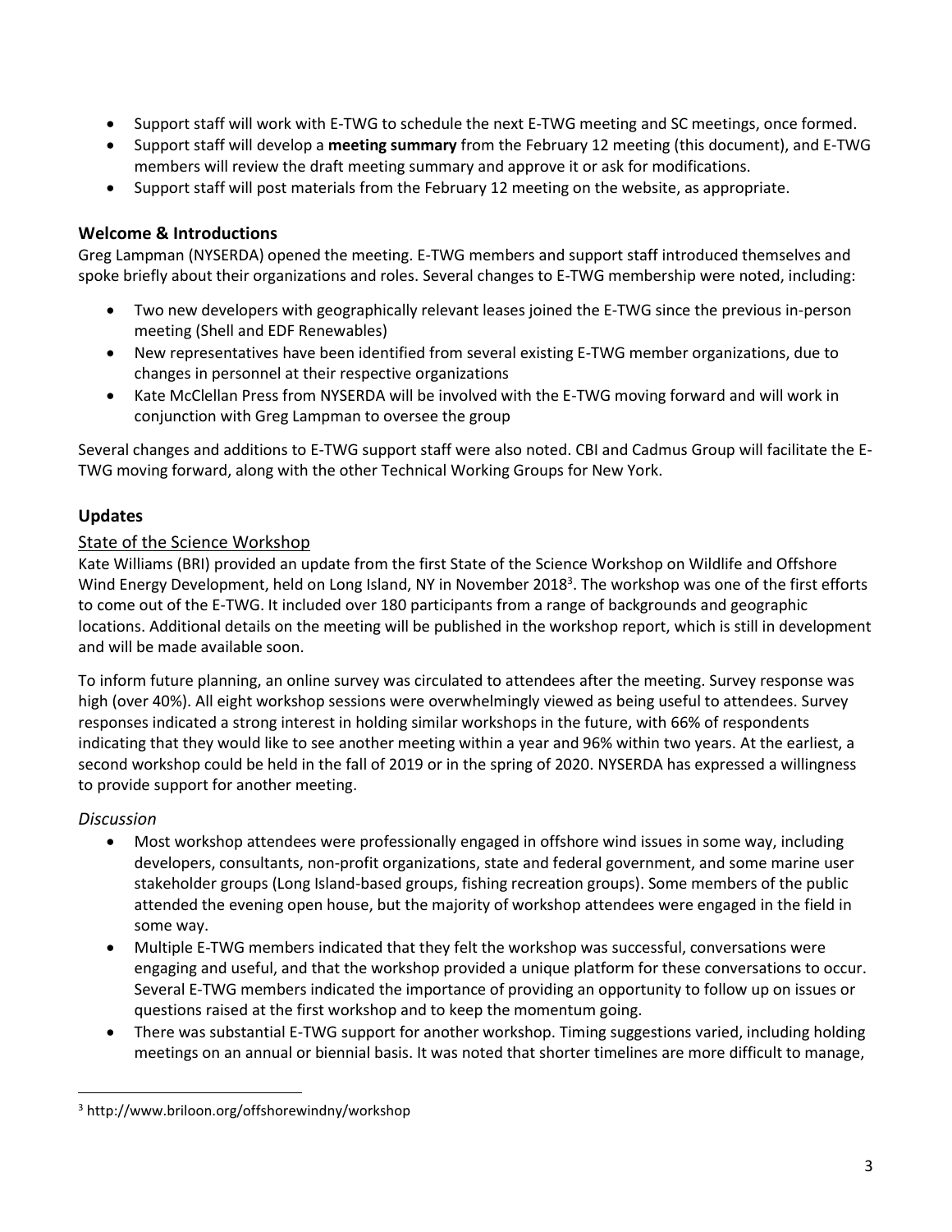- Support staff will work with E-TWG to schedule the next E-TWG meeting and SC meetings, once formed.
- Support staff will develop a **meeting summary** from the February 12 meeting (this document), and E-TWG members will review the draft meeting summary and approve it or ask for modifications.
- Support staff will post materials from the February 12 meeting on the website, as appropriate.

## Welcome & Introductions

Greg Lampman (NYSERDA) opened the meeting. E-TWG members and support staff introduced themselves and spoke briefly about their organizations and roles. Several changes to E-TWG membership were noted, including:

- Two new developers with geographically relevant leases joined the E-TWG since the previous in-person meeting (Shell and EDF Renewables)
- New representatives have been identified from several existing E-TWG member organizations, due to changes in personnel at their respective organizations
- Kate McClellan Press from NYSERDA will be involved with the E-TWG moving forward and will work in conjunction with Greg Lampman to oversee the group

Several changes and additions to E-TWG support staff were also noted. CBI and Cadmus Group will facilitate the E-TWG moving forward, along with the other Technical Working Groups for New York.

## Updates

### State of the Science Workshop

Kate Williams (BRI) provided an update from the first State of the Science Workshop on Wildlife and Offshore Wind Energy Development, held on Long Island, NY in November 2018[3]. The workshop was one of the first efforts to come out of the E-TWG. It included over 180 participants from a range of backgrounds and geographic locations. Additional details on the meeting will be published in the workshop report, which is still in development and will be made available soon.

To inform future planning, an online survey was circulated to attendees after the meeting. Survey response was high (over 40%). All eight workshop sessions were overwhelmingly viewed as being useful to attendees. Survey responses indicated a strong interest in holding similar workshops in the future, with 66% of respondents indicating that they would like to see another meeting within a year and 96% within two years. At the earliest, a second workshop could be held in the fall of 2019 or in the spring of 2020. NYSERDA has expressed a willingness to provide support for another meeting.

*Discussion*

- Most workshop attendees were professionally engaged in offshore wind issues in some way, including developers, consultants, non-profit organizations, state and federal government, and some marine user stakeholder groups (Long Island-based groups, fishing recreation groups). Some members of the public attended the evening open house, but the majority of workshop attendees were engaged in the field in some way.
- Multiple E-TWG members indicated that they felt the workshop was successful, conversations were engaging and useful, and that the workshop provided a unique platform for these conversations to occur. Several E-TWG members indicated the importance of providing an opportunity to follow up on issues or questions raised at the first workshop and to keep the momentum going.
- There was substantial E-TWG support for another workshop. Timing suggestions varied, including holding meetings on an annual or biennial basis. It was noted that shorter timelines are more difficult to manage,

[3] http://www.briloon.org/offshorewindny/workshop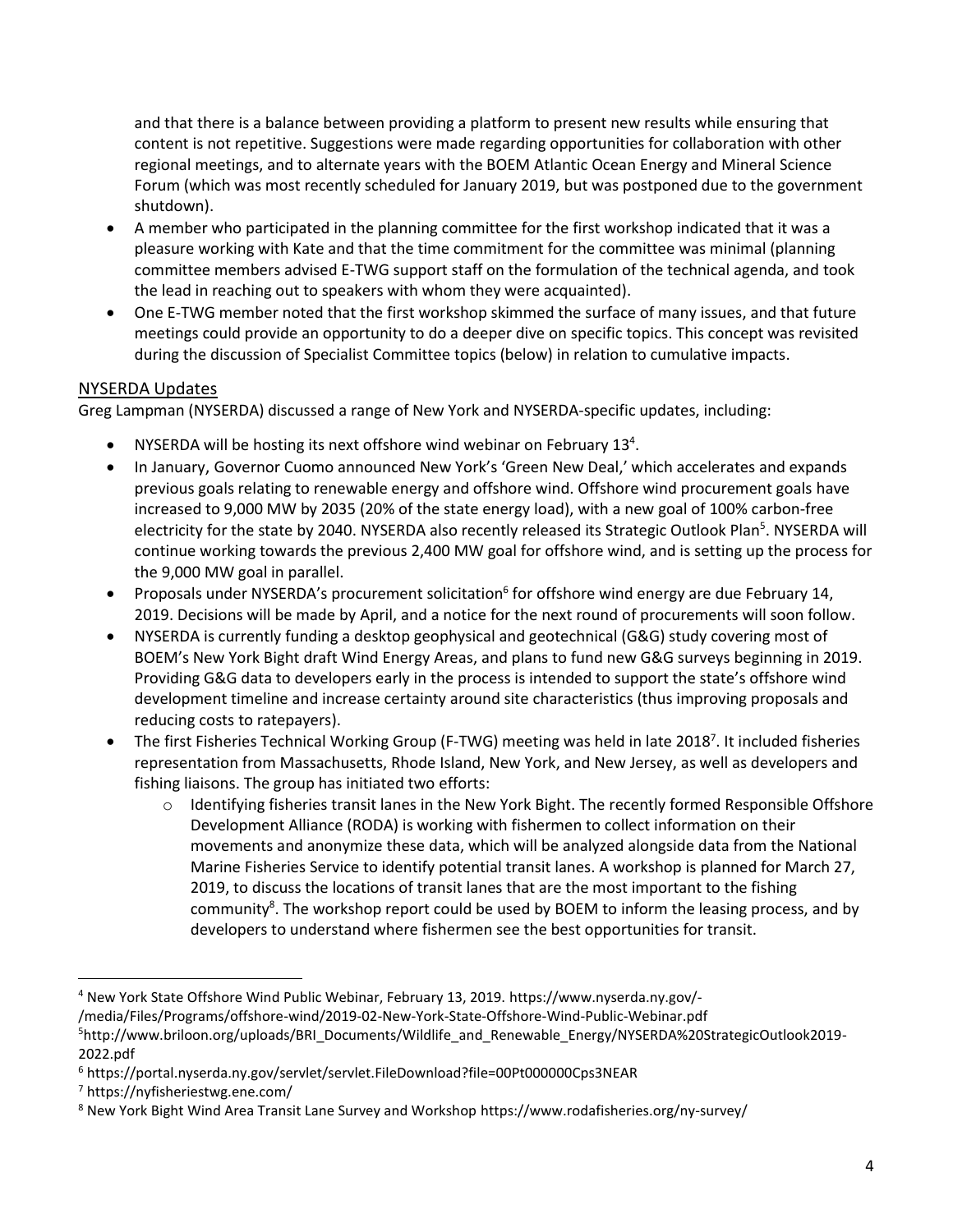and that there is a balance between providing a platform to present new results while ensuring that content is not repetitive. Suggestions were made regarding opportunities for collaboration with other regional meetings, and to alternate years with the BOEM Atlantic Ocean Energy and Mineral Science Forum (which was most recently scheduled for January 2019, but was postponed due to the government shutdown).

- A member who participated in the planning committee for the first workshop indicated that it was a pleasure working with Kate and that the time commitment for the committee was minimal (planning committee members advised E-TWG support staff on the formulation of the technical agenda, and took the lead in reaching out to speakers with whom they were acquainted).
- One E-TWG member noted that the first workshop skimmed the surface of many issues, and that future meetings could provide an opportunity to do a deeper dive on specific topics. This concept was revisited during the discussion of Specialist Committee topics (below) in relation to cumulative impacts.

## NYSERDA Updates

Greg Lampman (NYSERDA) discussed a range of New York and NYSERDA-specific updates, including:

- NYSERDA will be hosting its next offshore wind webinar on February 13[4].
- In January, Governor Cuomo announced New York's 'Green New Deal,' which accelerates and expands previous goals relating to renewable energy and offshore wind. Offshore wind procurement goals have increased to 9,000 MW by 2035 (20% of the state energy load), with a new goal of 100% carbon-free electricity for the state by 2040. NYSERDA also recently released its Strategic Outlook Plan[5]. NYSERDA will continue working towards the previous 2,400 MW goal for offshore wind, and is setting up the process for the 9,000 MW goal in parallel.
- Proposals under NYSERDA's procurement solicitation[6] for offshore wind energy are due February 14, 2019. Decisions will be made by April, and a notice for the next round of procurements will soon follow.
- NYSERDA is currently funding a desktop geophysical and geotechnical (G&G) study covering most of BOEM's New York Bight draft Wind Energy Areas, and plans to fund new G&G surveys beginning in 2019. Providing G&G data to developers early in the process is intended to support the state's offshore wind development timeline and increase certainty around site characteristics (thus improving proposals and reducing costs to ratepayers).
- The first Fisheries Technical Working Group (F-TWG) meeting was held in late 2018[7]. It included fisheries representation from Massachusetts, Rhode Island, New York, and New Jersey, as well as developers and fishing liaisons. The group has initiated two efforts:
    - Identifying fisheries transit lanes in the New York Bight. The recently formed Responsible Offshore Development Alliance (RODA) is working with fishermen to collect information on their movements and anonymize these data, which will be analyzed alongside data from the National Marine Fisheries Service to identify potential transit lanes. A workshop is planned for March 27, 2019, to discuss the locations of transit lanes that are the most important to the fishing community[8]. The workshop report could be used by BOEM to inform the leasing process, and by developers to understand where fishermen see the best opportunities for transit.

---

[4] New York State Offshore Wind Public Webinar, February 13, 2019. https://www.nyserda.ny.gov/-/media/Files/Programs/offshore-wind/2019-02-New-York-State-Offshore-Wind-Public-Webinar.pdf

[5] http://www.briloon.org/uploads/BRI_Documents/Wildlife_and_Renewable_Energy/NYSERDA%20StrategicOutlook2019-2022.pdf

[6] https://portal.nyserda.ny.gov/servlet/servlet.FileDownload?file=00Pt000000Cps3NEAR

[7] https://nyfisheriestwg.ene.com/

[8] New York Bight Wind Area Transit Lane Survey and Workshop https://www.rodafisheries.org/ny-survey/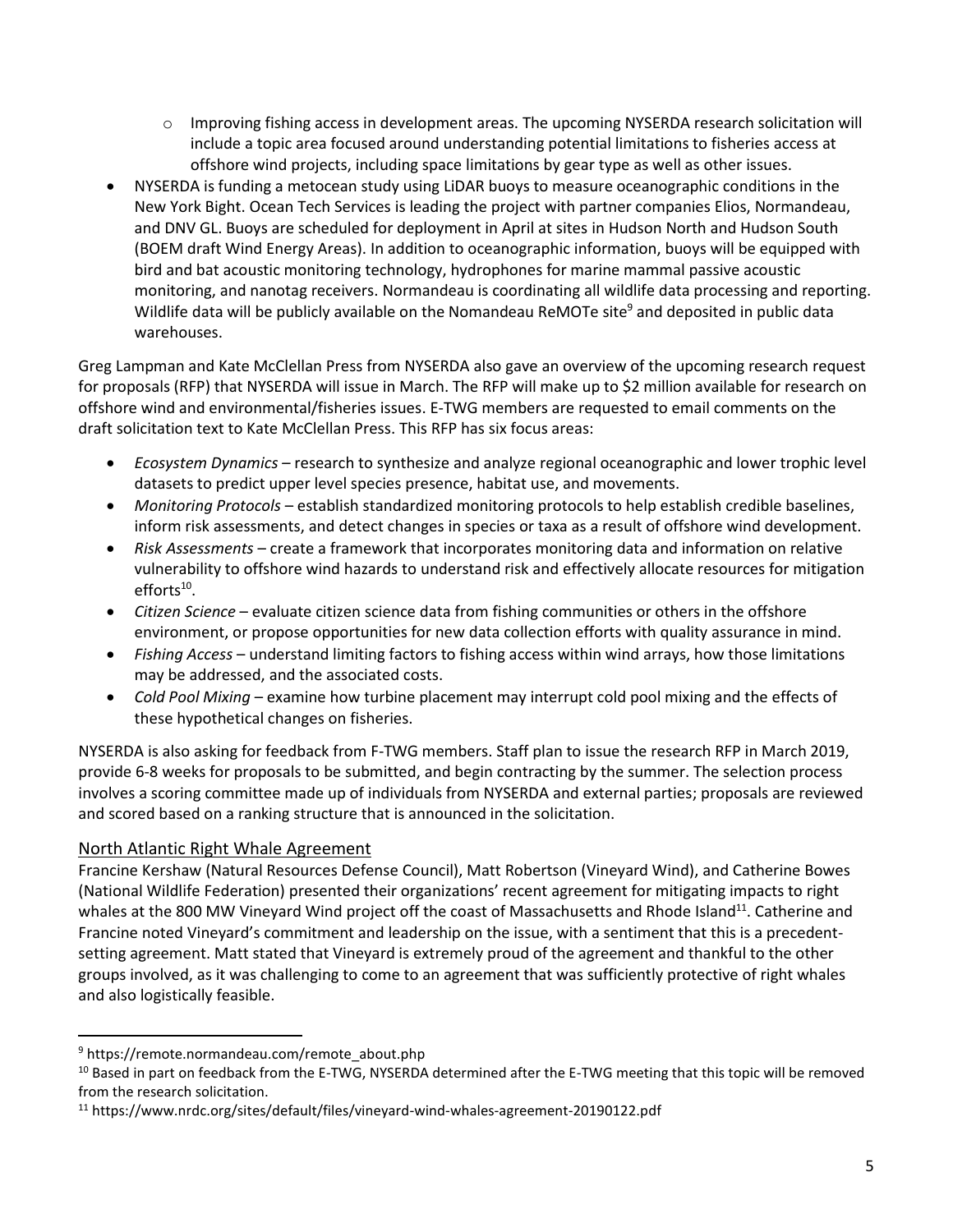- Improving fishing access in development areas. The upcoming NYSERDA research solicitation will include a topic area focused around understanding potential limitations to fisheries access at offshore wind projects, including space limitations by gear type as well as other issues.

- NYSERDA is funding a metocean study using LiDAR buoys to measure oceanographic conditions in the New York Bight. Ocean Tech Services is leading the project with partner companies Elios, Normandeau, and DNV GL. Buoys are scheduled for deployment in April at sites in Hudson North and Hudson South (BOEM draft Wind Energy Areas). In addition to oceanographic information, buoys will be equipped with bird and bat acoustic monitoring technology, hydrophones for marine mammal passive acoustic monitoring, and nanotag receivers. Normandeau is coordinating all wildlife data processing and reporting. Wildlife data will be publicly available on the Nomandeau ReMOTe site[9] and deposited in public data warehouses.

Greg Lampman and Kate McClellan Press from NYSERDA also gave an overview of the upcoming research request for proposals (RFP) that NYSERDA will issue in March. The RFP will make up to $2 million available for research on offshore wind and environmental/fisheries issues. E-TWG members are requested to email comments on the draft solicitation text to Kate McClellan Press. This RFP has six focus areas:

- *Ecosystem Dynamics* – research to synthesize and analyze regional oceanographic and lower trophic level datasets to predict upper level species presence, habitat use, and movements.
- *Monitoring Protocols* – establish standardized monitoring protocols to help establish credible baselines, inform risk assessments, and detect changes in species or taxa as a result of offshore wind development.
- *Risk Assessments* – create a framework that incorporates monitoring data and information on relative vulnerability to offshore wind hazards to understand risk and effectively allocate resources for mitigation efforts[10].
- *Citizen Science* – evaluate citizen science data from fishing communities or others in the offshore environment, or propose opportunities for new data collection efforts with quality assurance in mind.
- *Fishing Access* – understand limiting factors to fishing access within wind arrays, how those limitations may be addressed, and the associated costs.
- *Cold Pool Mixing* – examine how turbine placement may interrupt cold pool mixing and the effects of these hypothetical changes on fisheries.

NYSERDA is also asking for feedback from F-TWG members. Staff plan to issue the research RFP in March 2019, provide 6-8 weeks for proposals to be submitted, and begin contracting by the summer. The selection process involves a scoring committee made up of individuals from NYSERDA and external parties; proposals are reviewed and scored based on a ranking structure that is announced in the solicitation.

## North Atlantic Right Whale Agreement

Francine Kershaw (Natural Resources Defense Council), Matt Robertson (Vineyard Wind), and Catherine Bowes (National Wildlife Federation) presented their organizations' recent agreement for mitigating impacts to right whales at the 800 MW Vineyard Wind project off the coast of Massachusetts and Rhode Island[11]. Catherine and Francine noted Vineyard's commitment and leadership on the issue, with a sentiment that this is a precedent-setting agreement. Matt stated that Vineyard is extremely proud of the agreement and thankful to the other groups involved, as it was challenging to come to an agreement that was sufficiently protective of right whales and also logistically feasible.

---

[9] https://remote.normandeau.com/remote_about.php

[10] Based in part on feedback from the E-TWG, NYSERDA determined after the E-TWG meeting that this topic will be removed from the research solicitation.

[11] https://www.nrdc.org/sites/default/files/vineyard-wind-whales-agreement-20190122.pdf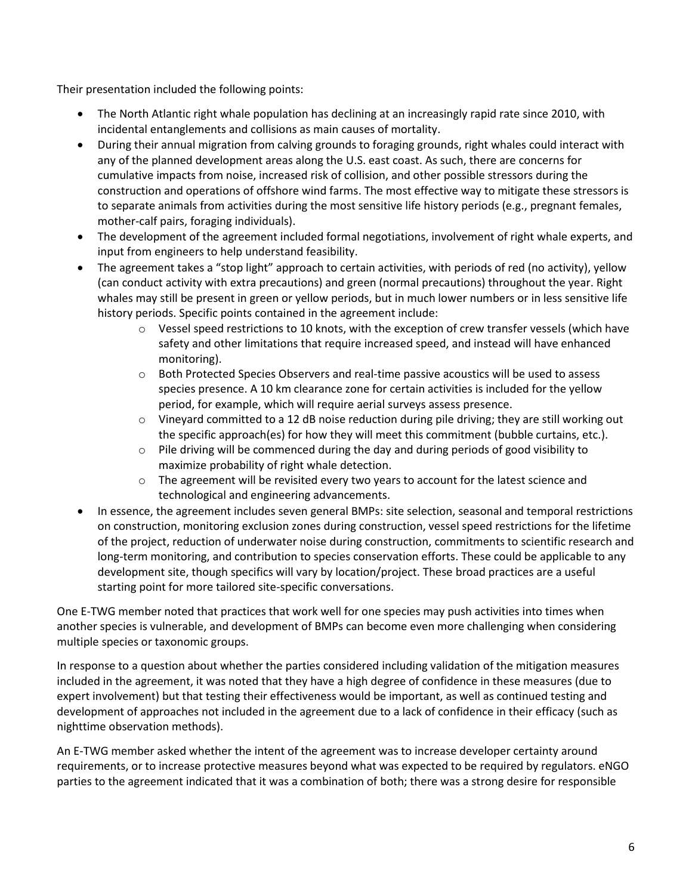Their presentation included the following points:

- The North Atlantic right whale population has declining at an increasingly rapid rate since 2010, with incidental entanglements and collisions as main causes of mortality.
- During their annual migration from calving grounds to foraging grounds, right whales could interact with any of the planned development areas along the U.S. east coast. As such, there are concerns for cumulative impacts from noise, increased risk of collision, and other possible stressors during the construction and operations of offshore wind farms. The most effective way to mitigate these stressors is to separate animals from activities during the most sensitive life history periods (e.g., pregnant females, mother-calf pairs, foraging individuals).
- The development of the agreement included formal negotiations, involvement of right whale experts, and input from engineers to help understand feasibility.
- The agreement takes a "stop light" approach to certain activities, with periods of red (no activity), yellow (can conduct activity with extra precautions) and green (normal precautions) throughout the year. Right whales may still be present in green or yellow periods, but in much lower numbers or in less sensitive life history periods. Specific points contained in the agreement include:
    - Vessel speed restrictions to 10 knots, with the exception of crew transfer vessels (which have safety and other limitations that require increased speed, and instead will have enhanced monitoring).
    - Both Protected Species Observers and real-time passive acoustics will be used to assess species presence. A 10 km clearance zone for certain activities is included for the yellow period, for example, which will require aerial surveys assess presence.
    - Vineyard committed to a 12 dB noise reduction during pile driving; they are still working out the specific approach(es) for how they will meet this commitment (bubble curtains, etc.).
    - Pile driving will be commenced during the day and during periods of good visibility to maximize probability of right whale detection.
    - The agreement will be revisited every two years to account for the latest science and technological and engineering advancements.
- In essence, the agreement includes seven general BMPs: site selection, seasonal and temporal restrictions on construction, monitoring exclusion zones during construction, vessel speed restrictions for the lifetime of the project, reduction of underwater noise during construction, commitments to scientific research and long-term monitoring, and contribution to species conservation efforts. These could be applicable to any development site, though specifics will vary by location/project. These broad practices are a useful starting point for more tailored site-specific conversations.

One E-TWG member noted that practices that work well for one species may push activities into times when another species is vulnerable, and development of BMPs can become even more challenging when considering multiple species or taxonomic groups.

In response to a question about whether the parties considered including validation of the mitigation measures included in the agreement, it was noted that they have a high degree of confidence in these measures (due to expert involvement) but that testing their effectiveness would be important, as well as continued testing and development of approaches not included in the agreement due to a lack of confidence in their efficacy (such as nighttime observation methods).

An E-TWG member asked whether the intent of the agreement was to increase developer certainty around requirements, or to increase protective measures beyond what was expected to be required by regulators. eNGO parties to the agreement indicated that it was a combination of both; there was a strong desire for responsible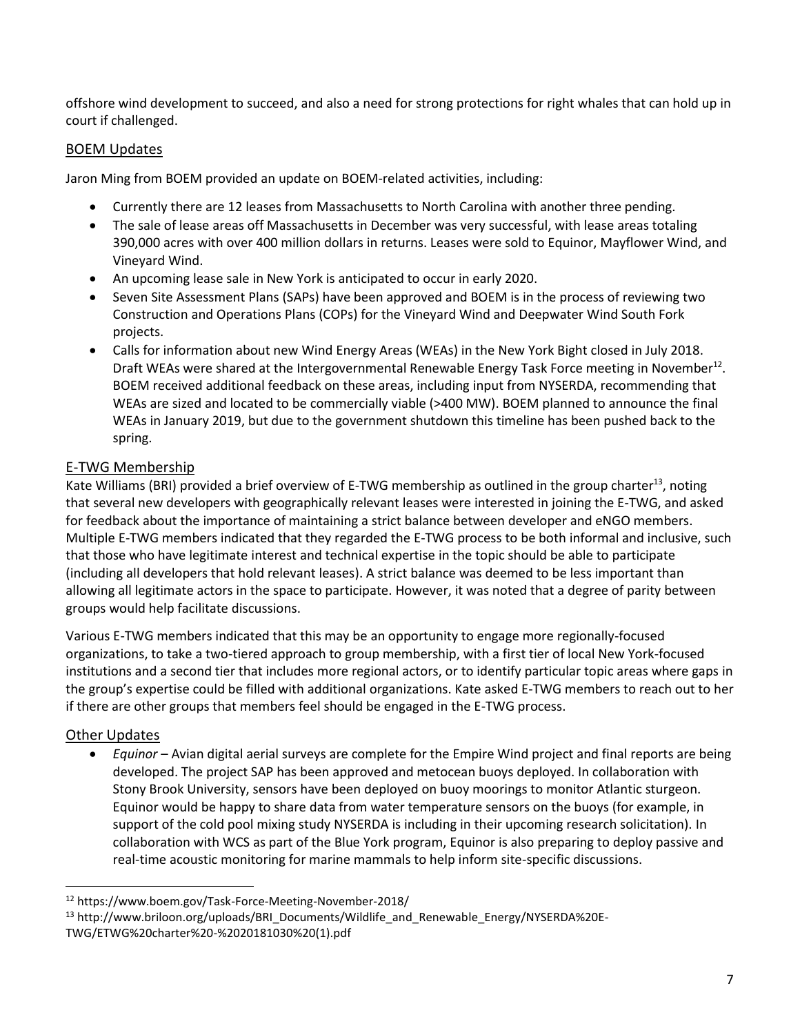offshore wind development to succeed, and also a need for strong protections for right whales that can hold up in court if challenged.

## BOEM Updates

Jaron Ming from BOEM provided an update on BOEM-related activities, including:

- Currently there are 12 leases from Massachusetts to North Carolina with another three pending.
- The sale of lease areas off Massachusetts in December was very successful, with lease areas totaling 390,000 acres with over 400 million dollars in returns. Leases were sold to Equinor, Mayflower Wind, and Vineyard Wind.
- An upcoming lease sale in New York is anticipated to occur in early 2020.
- Seven Site Assessment Plans (SAPs) have been approved and BOEM is in the process of reviewing two Construction and Operations Plans (COPs) for the Vineyard Wind and Deepwater Wind South Fork projects.
- Calls for information about new Wind Energy Areas (WEAs) in the New York Bight closed in July 2018. Draft WEAs were shared at the Intergovernmental Renewable Energy Task Force meeting in November[12]. BOEM received additional feedback on these areas, including input from NYSERDA, recommending that WEAs are sized and located to be commercially viable (>400 MW). BOEM planned to announce the final WEAs in January 2019, but due to the government shutdown this timeline has been pushed back to the spring.

## E-TWG Membership

Kate Williams (BRI) provided a brief overview of E-TWG membership as outlined in the group charter[13], noting that several new developers with geographically relevant leases were interested in joining the E-TWG, and asked for feedback about the importance of maintaining a strict balance between developer and eNGO members. Multiple E-TWG members indicated that they regarded the E-TWG process to be both informal and inclusive, such that those who have legitimate interest and technical expertise in the topic should be able to participate (including all developers that hold relevant leases). A strict balance was deemed to be less important than allowing all legitimate actors in the space to participate. However, it was noted that a degree of parity between groups would help facilitate discussions.

Various E-TWG members indicated that this may be an opportunity to engage more regionally-focused organizations, to take a two-tiered approach to group membership, with a first tier of local New York-focused institutions and a second tier that includes more regional actors, or to identify particular topic areas where gaps in the group's expertise could be filled with additional organizations. Kate asked E-TWG members to reach out to her if there are other groups that members feel should be engaged in the E-TWG process.

## Other Updates

- *Equinor* – Avian digital aerial surveys are complete for the Empire Wind project and final reports are being developed. The project SAP has been approved and metocean buoys deployed. In collaboration with Stony Brook University, sensors have been deployed on buoy moorings to monitor Atlantic sturgeon. Equinor would be happy to share data from water temperature sensors on the buoys (for example, in support of the cold pool mixing study NYSERDA is including in their upcoming research solicitation). In collaboration with WCS as part of the Blue York program, Equinor is also preparing to deploy passive and real-time acoustic monitoring for marine mammals to help inform site-specific discussions.

---

[12] https://www.boem.gov/Task-Force-Meeting-November-2018/

[13] http://www.briloon.org/uploads/BRI_Documents/Wildlife_and_Renewable_Energy/NYSERDA%20E-TWG/ETWG%20charter%20-%2020181030%20(1).pdf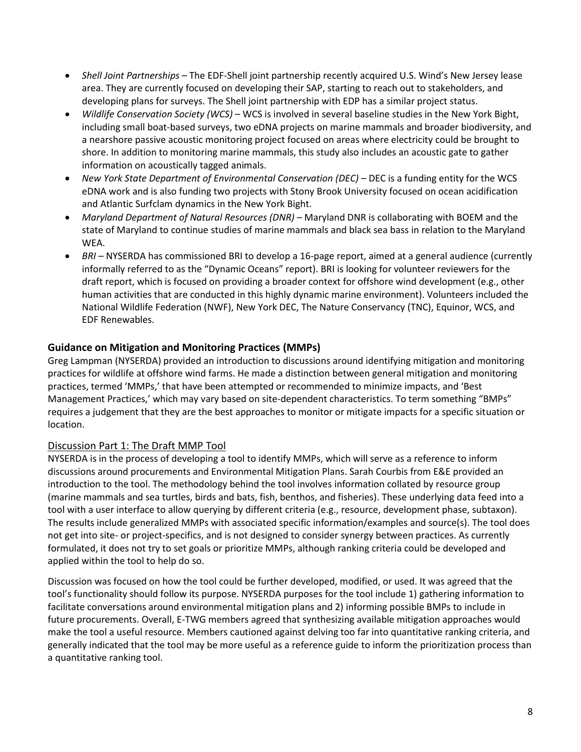- *Shell Joint Partnerships* – The EDF-Shell joint partnership recently acquired U.S. Wind's New Jersey lease area. They are currently focused on developing their SAP, starting to reach out to stakeholders, and developing plans for surveys. The Shell joint partnership with EDP has a similar project status.
- *Wildlife Conservation Society (WCS)* – WCS is involved in several baseline studies in the New York Bight, including small boat-based surveys, two eDNA projects on marine mammals and broader biodiversity, and a nearshore passive acoustic monitoring project focused on areas where electricity could be brought to shore. In addition to monitoring marine mammals, this study also includes an acoustic gate to gather information on acoustically tagged animals.
- *New York State Department of Environmental Conservation (DEC)* – DEC is a funding entity for the WCS eDNA work and is also funding two projects with Stony Brook University focused on ocean acidification and Atlantic Surfclam dynamics in the New York Bight.
- *Maryland Department of Natural Resources (DNR)* – Maryland DNR is collaborating with BOEM and the state of Maryland to continue studies of marine mammals and black sea bass in relation to the Maryland WEA.
- *BRI* – NYSERDA has commissioned BRI to develop a 16-page report, aimed at a general audience (currently informally referred to as the "Dynamic Oceans" report). BRI is looking for volunteer reviewers for the draft report, which is focused on providing a broader context for offshore wind development (e.g., other human activities that are conducted in this highly dynamic marine environment). Volunteers included the National Wildlife Federation (NWF), New York DEC, The Nature Conservancy (TNC), Equinor, WCS, and EDF Renewables.

## Guidance on Mitigation and Monitoring Practices (MMPs)

Greg Lampman (NYSERDA) provided an introduction to discussions around identifying mitigation and monitoring practices for wildlife at offshore wind farms. He made a distinction between general mitigation and monitoring practices, termed 'MMPs,' that have been attempted or recommended to minimize impacts, and 'Best Management Practices,' which may vary based on site-dependent characteristics. To term something "BMPs" requires a judgement that they are the best approaches to monitor or mitigate impacts for a specific situation or location.

### Discussion Part 1: The Draft MMP Tool

NYSERDA is in the process of developing a tool to identify MMPs, which will serve as a reference to inform discussions around procurements and Environmental Mitigation Plans. Sarah Courbis from E&E provided an introduction to the tool. The methodology behind the tool involves information collated by resource group (marine mammals and sea turtles, birds and bats, fish, benthos, and fisheries). These underlying data feed into a tool with a user interface to allow querying by different criteria (e.g., resource, development phase, subtaxon). The results include generalized MMPs with associated specific information/examples and source(s). The tool does not get into site- or project-specifics, and is not designed to consider synergy between practices. As currently formulated, it does not try to set goals or prioritize MMPs, although ranking criteria could be developed and applied within the tool to help do so.

Discussion was focused on how the tool could be further developed, modified, or used. It was agreed that the tool's functionality should follow its purpose. NYSERDA purposes for the tool include 1) gathering information to facilitate conversations around environmental mitigation plans and 2) informing possible BMPs to include in future procurements. Overall, E-TWG members agreed that synthesizing available mitigation approaches would make the tool a useful resource. Members cautioned against delving too far into quantitative ranking criteria, and generally indicated that the tool may be more useful as a reference guide to inform the prioritization process than a quantitative ranking tool.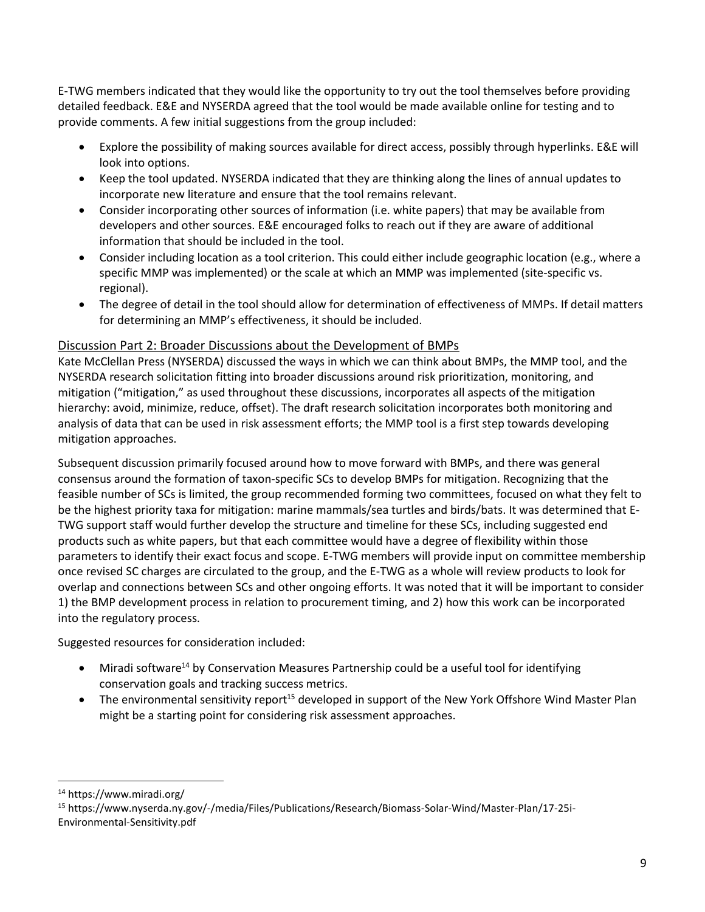E-TWG members indicated that they would like the opportunity to try out the tool themselves before providing detailed feedback. E&E and NYSERDA agreed that the tool would be made available online for testing and to provide comments. A few initial suggestions from the group included:

- Explore the possibility of making sources available for direct access, possibly through hyperlinks. E&E will look into options.
- Keep the tool updated. NYSERDA indicated that they are thinking along the lines of annual updates to incorporate new literature and ensure that the tool remains relevant.
- Consider incorporating other sources of information (i.e. white papers) that may be available from developers and other sources. E&E encouraged folks to reach out if they are aware of additional information that should be included in the tool.
- Consider including location as a tool criterion. This could either include geographic location (e.g., where a specific MMP was implemented) or the scale at which an MMP was implemented (site-specific vs. regional).
- The degree of detail in the tool should allow for determination of effectiveness of MMPs. If detail matters for determining an MMP's effectiveness, it should be included.

### Discussion Part 2: Broader Discussions about the Development of BMPs

Kate McClellan Press (NYSERDA) discussed the ways in which we can think about BMPs, the MMP tool, and the NYSERDA research solicitation fitting into broader discussions around risk prioritization, monitoring, and mitigation ("mitigation," as used throughout these discussions, incorporates all aspects of the mitigation hierarchy: avoid, minimize, reduce, offset). The draft research solicitation incorporates both monitoring and analysis of data that can be used in risk assessment efforts; the MMP tool is a first step towards developing mitigation approaches.

Subsequent discussion primarily focused around how to move forward with BMPs, and there was general consensus around the formation of taxon-specific SCs to develop BMPs for mitigation. Recognizing that the feasible number of SCs is limited, the group recommended forming two committees, focused on what they felt to be the highest priority taxa for mitigation: marine mammals/sea turtles and birds/bats. It was determined that E-TWG support staff would further develop the structure and timeline for these SCs, including suggested end products such as white papers, but that each committee would have a degree of flexibility within those parameters to identify their exact focus and scope. E-TWG members will provide input on committee membership once revised SC charges are circulated to the group, and the E-TWG as a whole will review products to look for overlap and connections between SCs and other ongoing efforts. It was noted that it will be important to consider 1) the BMP development process in relation to procurement timing, and 2) how this work can be incorporated into the regulatory process.

Suggested resources for consideration included:

- Miradi software[14] by Conservation Measures Partnership could be a useful tool for identifying conservation goals and tracking success metrics.
- The environmental sensitivity report[15] developed in support of the New York Offshore Wind Master Plan might be a starting point for considering risk assessment approaches.

---

[14] https://www.miradi.org/

[15] https://www.nyserda.ny.gov/-/media/Files/Publications/Research/Biomass-Solar-Wind/Master-Plan/17-25i-Environmental-Sensitivity.pdf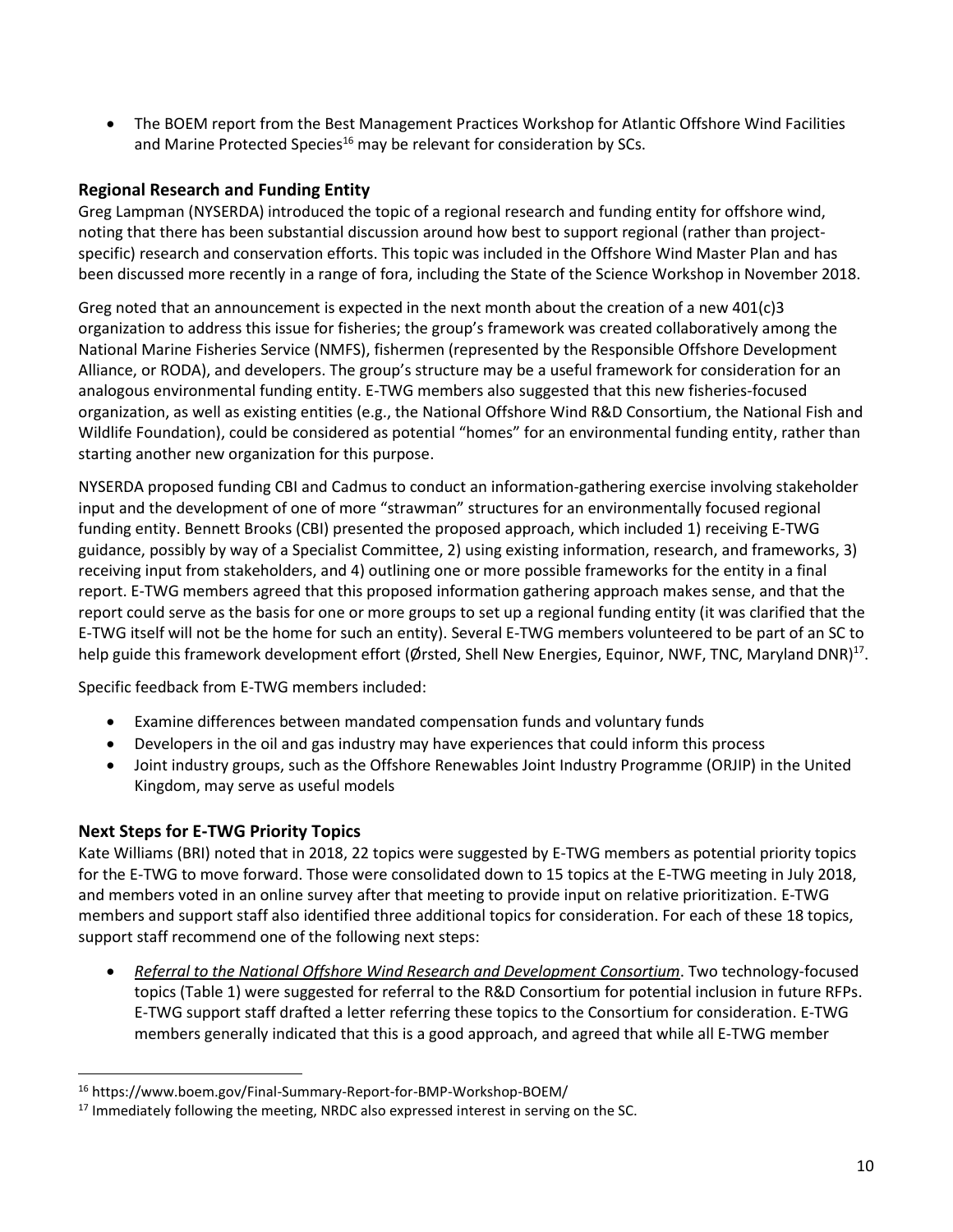- The BOEM report from the Best Management Practices Workshop for Atlantic Offshore Wind Facilities and Marine Protected Species[16] may be relevant for consideration by SCs.

## Regional Research and Funding Entity

Greg Lampman (NYSERDA) introduced the topic of a regional research and funding entity for offshore wind, noting that there has been substantial discussion around how best to support regional (rather than project-specific) research and conservation efforts. This topic was included in the Offshore Wind Master Plan and has been discussed more recently in a range of fora, including the State of the Science Workshop in November 2018.

Greg noted that an announcement is expected in the next month about the creation of a new 401(c)3 organization to address this issue for fisheries; the group's framework was created collaboratively among the National Marine Fisheries Service (NMFS), fishermen (represented by the Responsible Offshore Development Alliance, or RODA), and developers. The group's structure may be a useful framework for consideration for an analogous environmental funding entity. E-TWG members also suggested that this new fisheries-focused organization, as well as existing entities (e.g., the National Offshore Wind R&D Consortium, the National Fish and Wildlife Foundation), could be considered as potential "homes" for an environmental funding entity, rather than starting another new organization for this purpose.

NYSERDA proposed funding CBI and Cadmus to conduct an information-gathering exercise involving stakeholder input and the development of one of more "strawman" structures for an environmentally focused regional funding entity. Bennett Brooks (CBI) presented the proposed approach, which included 1) receiving E-TWG guidance, possibly by way of a Specialist Committee, 2) using existing information, research, and frameworks, 3) receiving input from stakeholders, and 4) outlining one or more possible frameworks for the entity in a final report. E-TWG members agreed that this proposed information gathering approach makes sense, and that the report could serve as the basis for one or more groups to set up a regional funding entity (it was clarified that the E-TWG itself will not be the home for such an entity). Several E-TWG members volunteered to be part of an SC to help guide this framework development effort (Ørsted, Shell New Energies, Equinor, NWF, TNC, Maryland DNR)[17].

Specific feedback from E-TWG members included:

- Examine differences between mandated compensation funds and voluntary funds
- Developers in the oil and gas industry may have experiences that could inform this process
- Joint industry groups, such as the Offshore Renewables Joint Industry Programme (ORJIP) in the United Kingdom, may serve as useful models

## Next Steps for E-TWG Priority Topics

Kate Williams (BRI) noted that in 2018, 22 topics were suggested by E-TWG members as potential priority topics for the E-TWG to move forward. Those were consolidated down to 15 topics at the E-TWG meeting in July 2018, and members voted in an online survey after that meeting to provide input on relative prioritization. E-TWG members and support staff also identified three additional topics for consideration. For each of these 18 topics, support staff recommend one of the following next steps:

- *Referral to the National Offshore Wind Research and Development Consortium*. Two technology-focused topics (Table 1) were suggested for referral to the R&D Consortium for potential inclusion in future RFPs. E-TWG support staff drafted a letter referring these topics to the Consortium for consideration. E-TWG members generally indicated that this is a good approach, and agreed that while all E-TWG member

---

[16] https://www.boem.gov/Final-Summary-Report-for-BMP-Workshop-BOEM/

[17] Immediately following the meeting, NRDC also expressed interest in serving on the SC.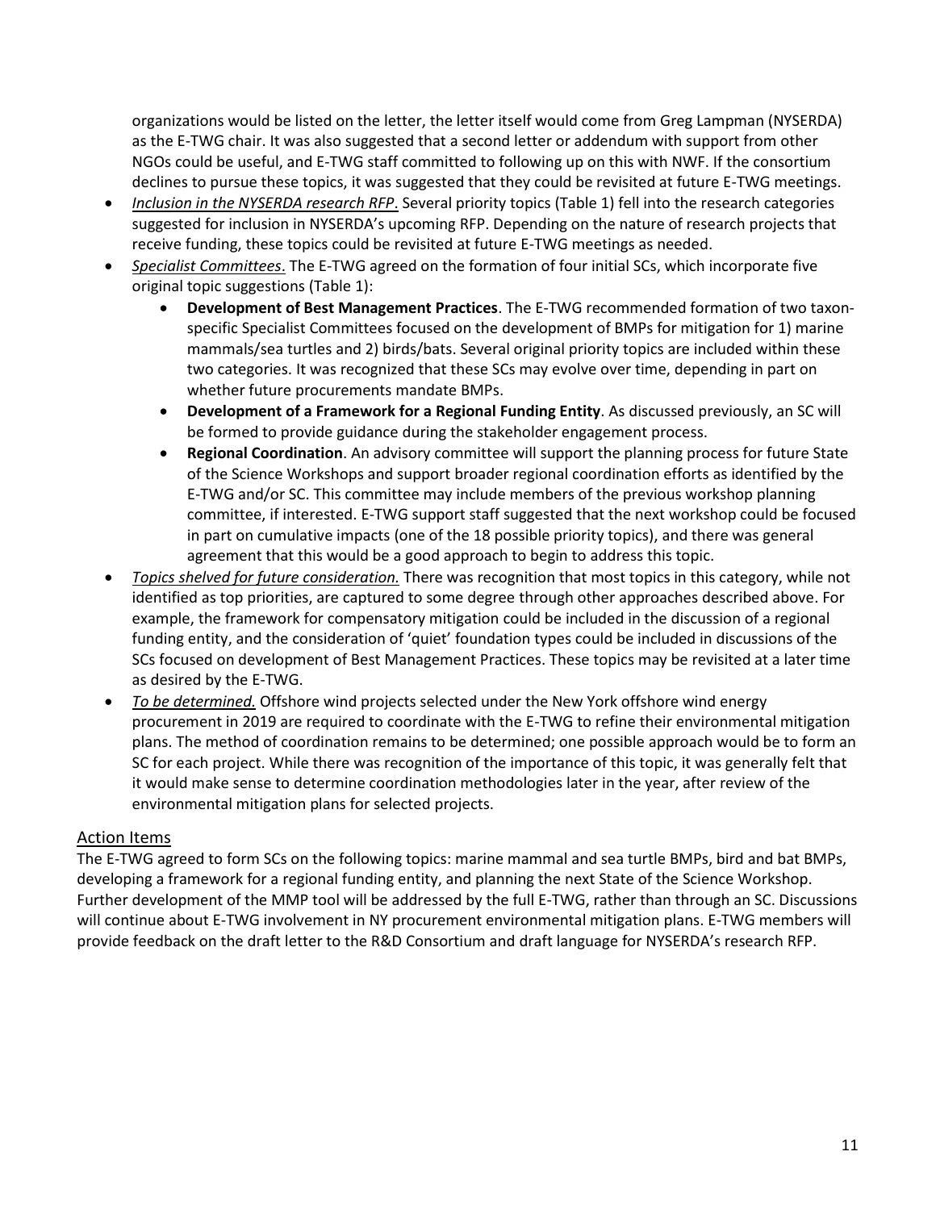organizations would be listed on the letter, the letter itself would come from Greg Lampman (NYSERDA) as the E-TWG chair. It was also suggested that a second letter or addendum with support from other NGOs could be useful, and E-TWG staff committed to following up on this with NWF. If the consortium declines to pursue these topics, it was suggested that they could be revisited at future E-TWG meetings.

- *Inclusion in the NYSERDA research RFP*. Several priority topics (Table 1) fell into the research categories suggested for inclusion in NYSERDA's upcoming RFP. Depending on the nature of research projects that receive funding, these topics could be revisited at future E-TWG meetings as needed.
- *Specialist Committees*. The E-TWG agreed on the formation of four initial SCs, which incorporate five original topic suggestions (Table 1):
  - **Development of Best Management Practices**. The E-TWG recommended formation of two taxon-specific Specialist Committees focused on the development of BMPs for mitigation for 1) marine mammals/sea turtles and 2) birds/bats. Several original priority topics are included within these two categories. It was recognized that these SCs may evolve over time, depending in part on whether future procurements mandate BMPs.
  - **Development of a Framework for a Regional Funding Entity**. As discussed previously, an SC will be formed to provide guidance during the stakeholder engagement process.
  - **Regional Coordination**. An advisory committee will support the planning process for future State of the Science Workshops and support broader regional coordination efforts as identified by the E-TWG and/or SC. This committee may include members of the previous workshop planning committee, if interested. E-TWG support staff suggested that the next workshop could be focused in part on cumulative impacts (one of the 18 possible priority topics), and there was general agreement that this would be a good approach to begin to address this topic.
- *Topics shelved for future consideration.* There was recognition that most topics in this category, while not identified as top priorities, are captured to some degree through other approaches described above. For example, the framework for compensatory mitigation could be included in the discussion of a regional funding entity, and the consideration of 'quiet' foundation types could be included in discussions of the SCs focused on development of Best Management Practices. These topics may be revisited at a later time as desired by the E-TWG.
- *To be determined.* Offshore wind projects selected under the New York offshore wind energy procurement in 2019 are required to coordinate with the E-TWG to refine their environmental mitigation plans. The method of coordination remains to be determined; one possible approach would be to form an SC for each project. While there was recognition of the importance of this topic, it was generally felt that it would make sense to determine coordination methodologies later in the year, after review of the environmental mitigation plans for selected projects.

## Action Items

The E-TWG agreed to form SCs on the following topics: marine mammal and sea turtle BMPs, bird and bat BMPs, developing a framework for a regional funding entity, and planning the next State of the Science Workshop. Further development of the MMP tool will be addressed by the full E-TWG, rather than through an SC. Discussions will continue about E-TWG involvement in NY procurement environmental mitigation plans. E-TWG members will provide feedback on the draft letter to the R&D Consortium and draft language for NYSERDA's research RFP.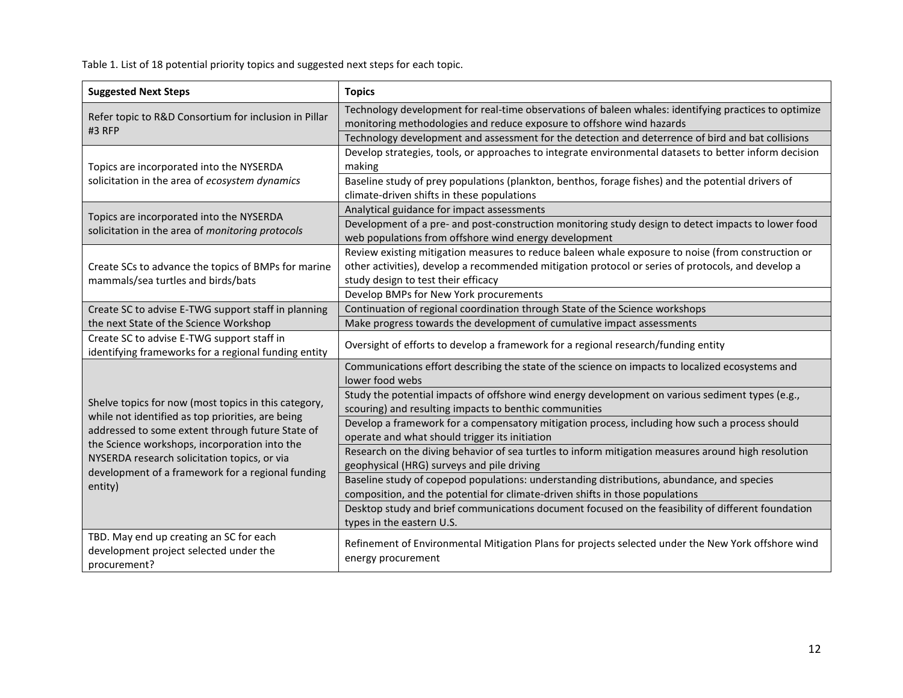Table 1. List of 18 potential priority topics and suggested next steps for each topic.

| Suggested Next Steps | Topics |
|---|---|
| Refer topic to R&D Consortium for inclusion in Pillar #3 RFP | Technology development for real-time observations of baleen whales: identifying practices to optimize monitoring methodologies and reduce exposure to offshore wind hazards |
| | Technology development and assessment for the detection and deterrence of bird and bat collisions |
| Topics are incorporated into the NYSERDA solicitation in the area of *ecosystem dynamics* | Develop strategies, tools, or approaches to integrate environmental datasets to better inform decision making |
| | Baseline study of prey populations (plankton, benthos, forage fishes) and the potential drivers of climate-driven shifts in these populations |
| Topics are incorporated into the NYSERDA solicitation in the area of *monitoring protocols* | Analytical guidance for impact assessments |
| | Development of a pre- and post-construction monitoring study design to detect impacts to lower food web populations from offshore wind energy development |
| Create SCs to advance the topics of BMPs for marine mammals/sea turtles and birds/bats | Review existing mitigation measures to reduce baleen whale exposure to noise (from construction or other activities), develop a recommended mitigation protocol or series of protocols, and develop a study design to test their efficacy |
| | Develop BMPs for New York procurements |
| Create SC to advise E-TWG support staff in planning the next State of the Science Workshop | Continuation of regional coordination through State of the Science workshops |
| | Make progress towards the development of cumulative impact assessments |
| Create SC to advise E-TWG support staff in identifying frameworks for a regional funding entity | Oversight of efforts to develop a framework for a regional research/funding entity |
| Shelve topics for now (most topics in this category, while not identified as top priorities, are being addressed to some extent through future State of the Science workshops, incorporation into the NYSERDA research solicitation topics, or via development of a framework for a regional funding entity) | Communications effort describing the state of the science on impacts to localized ecosystems and lower food webs |
| | Study the potential impacts of offshore wind energy development on various sediment types (e.g., scouring) and resulting impacts to benthic communities |
| | Develop a framework for a compensatory mitigation process, including how such a process should operate and what should trigger its initiation |
| | Research on the diving behavior of sea turtles to inform mitigation measures around high resolution geophysical (HRG) surveys and pile driving |
| | Baseline study of copepod populations: understanding distributions, abundance, and species composition, and the potential for climate-driven shifts in those populations |
| | Desktop study and brief communications document focused on the feasibility of different foundation types in the eastern U.S. |
| TBD. May end up creating an SC for each development project selected under the procurement? | Refinement of Environmental Mitigation Plans for projects selected under the New York offshore wind energy procurement |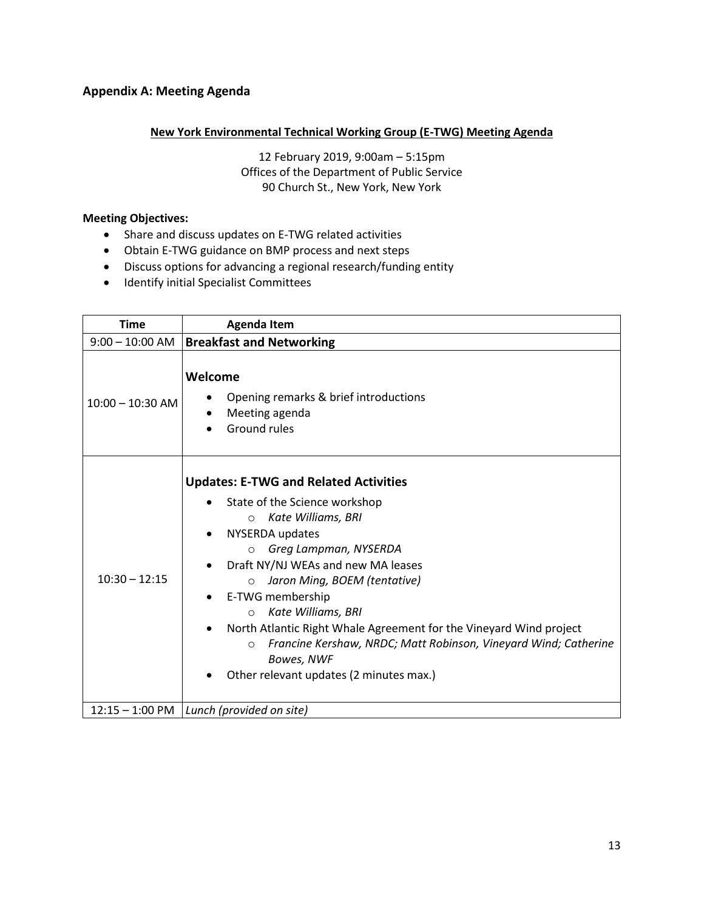## Appendix A: Meeting Agenda

**New York Environmental Technical Working Group (E-TWG) Meeting Agenda**

12 February 2019, 9:00am – 5:15pm
Offices of the Department of Public Service
90 Church St., New York, New York

**Meeting Objectives:**

- Share and discuss updates on E-TWG related activities
- Obtain E-TWG guidance on BMP process and next steps
- Discuss options for advancing a regional research/funding entity
- Identify initial Specialist Committees

| Time | Agenda Item |
|---|---|
| 9:00 – 10:00 AM | **Breakfast and Networking** |
| 10:00 – 10:30 AM | **Welcome**<br>• Opening remarks & brief introductions<br>• Meeting agenda<br>• Ground rules |
| 10:30 – 12:15 | **Updates: E-TWG and Related Activities**<br>• State of the Science workshop<br>  ○ *Kate Williams, BRI*<br>• NYSERDA updates<br>  ○ *Greg Lampman, NYSERDA*<br>• Draft NY/NJ WEAs and new MA leases<br>  ○ *Jaron Ming, BOEM (tentative)*<br>• E-TWG membership<br>  ○ *Kate Williams, BRI*<br>• North Atlantic Right Whale Agreement for the Vineyard Wind project<br>  ○ *Francine Kershaw, NRDC; Matt Robinson, Vineyard Wind; Catherine Bowes, NWF*<br>• Other relevant updates (2 minutes max.) |
| 12:15 – 1:00 PM | *Lunch (provided on site)* |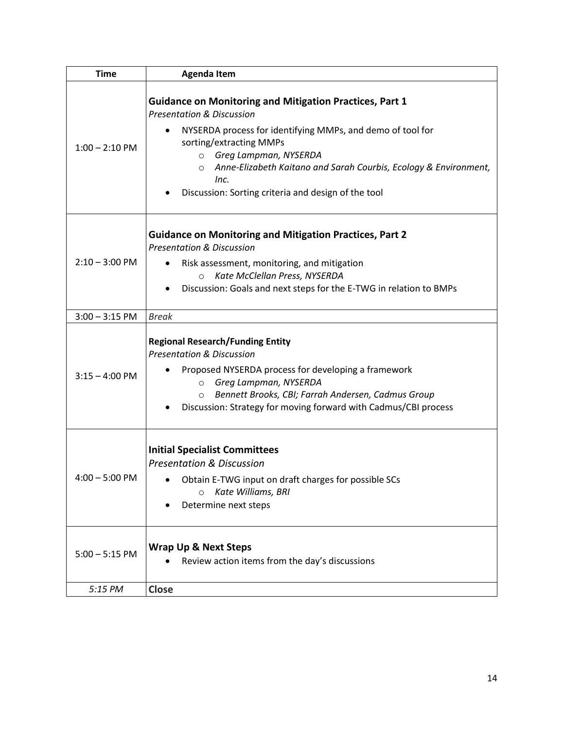| Time | Agenda Item |
|---|---|
| 1:00 – 2:10 PM | **Guidance on Monitoring and Mitigation Practices, Part 1**<br>*Presentation & Discussion*<br>• NYSERDA process for identifying MMPs, and demo of tool for sorting/extracting MMPs<br>  ○ *Greg Lampman, NYSERDA*<br>  ○ *Anne-Elizabeth Kaitano and Sarah Courbis, Ecology & Environment, Inc.*<br>• Discussion: Sorting criteria and design of the tool |
| 2:10 – 3:00 PM | **Guidance on Monitoring and Mitigation Practices, Part 2**<br>*Presentation & Discussion*<br>• Risk assessment, monitoring, and mitigation<br>  ○ *Kate McClellan Press, NYSERDA*<br>• Discussion: Goals and next steps for the E-TWG in relation to BMPs |
| 3:00 – 3:15 PM | *Break* |
| 3:15 – 4:00 PM | **Regional Research/Funding Entity**<br>*Presentation & Discussion*<br>• Proposed NYSERDA process for developing a framework<br>  ○ *Greg Lampman, NYSERDA*<br>  ○ *Bennett Brooks, CBI; Farrah Andersen, Cadmus Group*<br>• Discussion: Strategy for moving forward with Cadmus/CBI process |
| 4:00 – 5:00 PM | **Initial Specialist Committees**<br>*Presentation & Discussion*<br>• Obtain E-TWG input on draft charges for possible SCs<br>  ○ *Kate Williams, BRI*<br>• Determine next steps |
| 5:00 – 5:15 PM | **Wrap Up & Next Steps**<br>• Review action items from the day's discussions |
| *5:15 PM* | **Close** |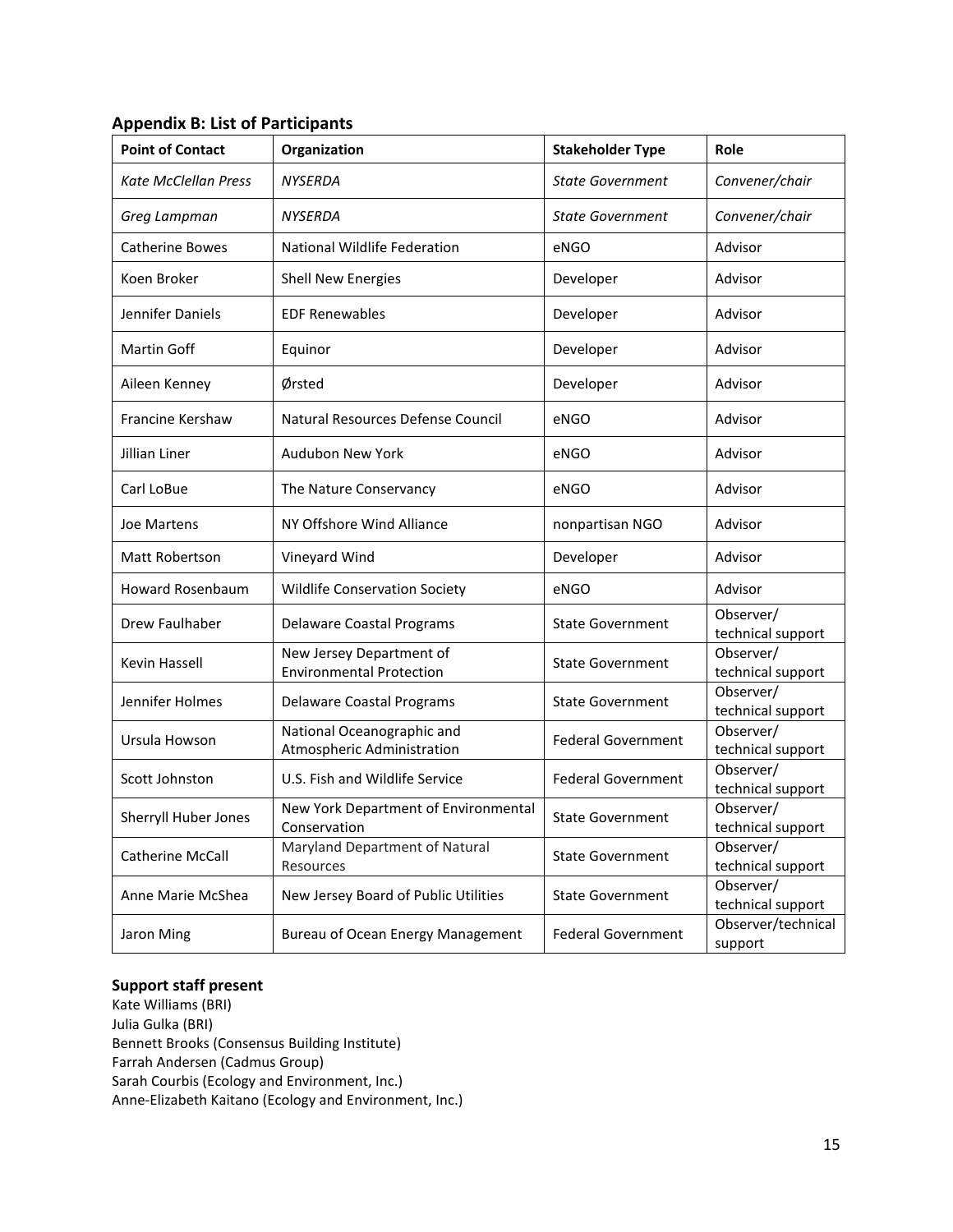## Appendix B: List of Participants

| Point of Contact | Organization | Stakeholder Type | Role |
|---|---|---|---|
| *Kate McClellan Press* | *NYSERDA* | *State Government* | *Convener/chair* |
| *Greg Lampman* | *NYSERDA* | *State Government* | *Convener/chair* |
| Catherine Bowes | National Wildlife Federation | eNGO | Advisor |
| Koen Broker | Shell New Energies | Developer | Advisor |
| Jennifer Daniels | EDF Renewables | Developer | Advisor |
| Martin Goff | Equinor | Developer | Advisor |
| Aileen Kenney | Ørsted | Developer | Advisor |
| Francine Kershaw | Natural Resources Defense Council | eNGO | Advisor |
| Jillian Liner | Audubon New York | eNGO | Advisor |
| Carl LoBue | The Nature Conservancy | eNGO | Advisor |
| Joe Martens | NY Offshore Wind Alliance | nonpartisan NGO | Advisor |
| Matt Robertson | Vineyard Wind | Developer | Advisor |
| Howard Rosenbaum | Wildlife Conservation Society | eNGO | Advisor |
| Drew Faulhaber | Delaware Coastal Programs | State Government | Observer/ technical support |
| Kevin Hassell | New Jersey Department of Environmental Protection | State Government | Observer/ technical support |
| Jennifer Holmes | Delaware Coastal Programs | State Government | Observer/ technical support |
| Ursula Howson | National Oceanographic and Atmospheric Administration | Federal Government | Observer/ technical support |
| Scott Johnston | U.S. Fish and Wildlife Service | Federal Government | Observer/ technical support |
| Sherryll Huber Jones | New York Department of Environmental Conservation | State Government | Observer/ technical support |
| Catherine McCall | Maryland Department of Natural Resources | State Government | Observer/ technical support |
| Anne Marie McShea | New Jersey Board of Public Utilities | State Government | Observer/ technical support |
| Jaron Ming | Bureau of Ocean Energy Management | Federal Government | Observer/technical support |

**Support staff present**

Kate Williams (BRI)
Julia Gulka (BRI)
Bennett Brooks (Consensus Building Institute)
Farrah Andersen (Cadmus Group)
Sarah Courbis (Ecology and Environment, Inc.)
Anne-Elizabeth Kaitano (Ecology and Environment, Inc.)